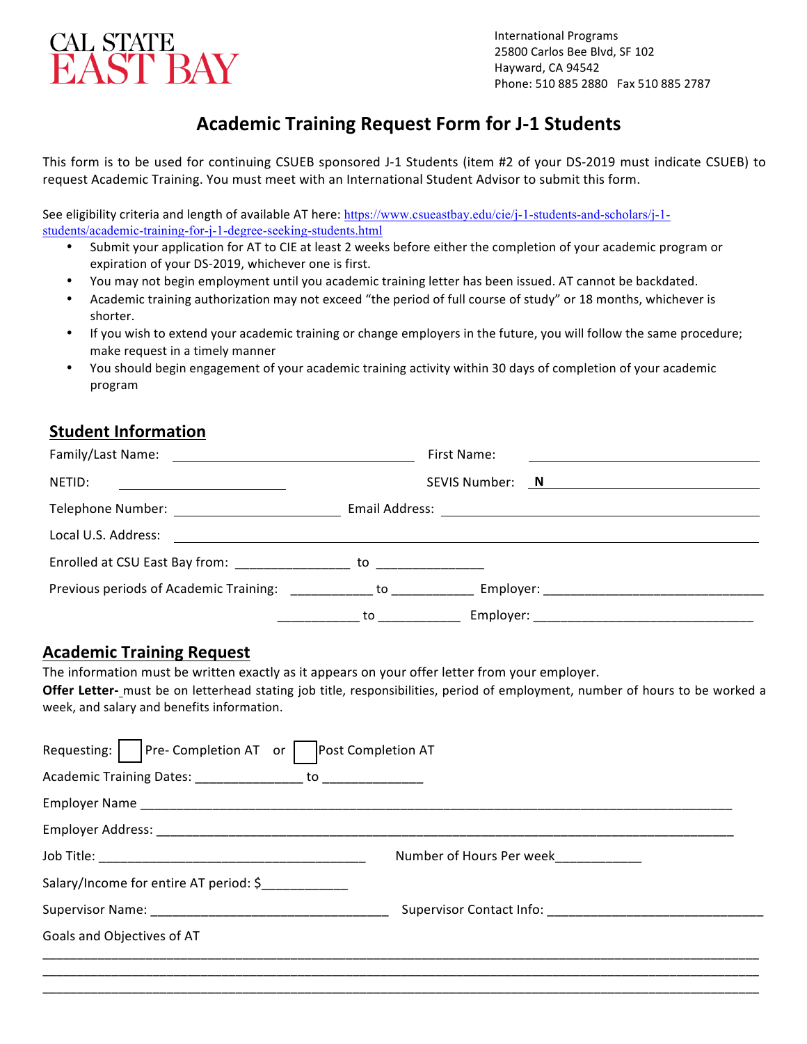CAL STATE EAST BAY

International Programs
25800 Carlos Bee Blvd, SF 102
Hayward, CA 94542
Phone: 510 885 2880 Fax 510 885 2787

# Academic Training Request Form for J-1 Students

This form is to be used for continuing CSUEB sponsored J-1 Students (item #2 of your DS-2019 must indicate CSUEB) to request Academic Training. You must meet with an International Student Advisor to submit this form.

See eligibility criteria and length of available AT here: https://www.csueastbay.edu/cie/j-1-students-and-scholars/j-1-students/academic-training-for-j-1-degree-seeking-students.html

- Submit your application for AT to CIE at least 2 weeks before either the completion of your academic program or expiration of your DS-2019, whichever one is first.
- You may not begin employment until you academic training letter has been issued. AT cannot be backdated.
- Academic training authorization may not exceed "the period of full course of study" or 18 months, whichever is shorter.
- If you wish to extend your academic training or change employers in the future, you will follow the same procedure; make request in a timely manner
- You should begin engagement of your academic training activity within 30 days of completion of your academic program

## Student Information

Family/Last Name: ______________________________ First Name: ______________________________

NETID: ____________________ SEVIS Number: **N**______________________________

Telephone Number: ____________________ Email Address: ______________________________

Local U.S. Address: ____________________________________________________________

Enrolled at CSU East Bay from: _______________ to _______________

Previous periods of Academic Training: ___________ to ___________ Employer: ______________________________

___________ to ___________ Employer: ______________________________

## Academic Training Request

The information must be written exactly as it appears on your offer letter from your employer.

**Offer Letter-** must be on letterhead stating job title, responsibilities, period of employment, number of hours to be worked a week, and salary and benefits information.

Requesting: ☐ Pre- Completion AT or ☐ Post Completion AT

Academic Training Dates: ______________ to ______________

Employer Name ________________________________________________________________________________

Employer Address: ________________________________________________________________________________

Job Title: ____________________________________ Number of Hours Per week___________

Salary/Income for entire AT period: $___________

Supervisor Name: ________________________________ Supervisor Contact Info: ______________________________

Goals and Objectives of AT

____________________________________________________________________________________________

____________________________________________________________________________________________

____________________________________________________________________________________________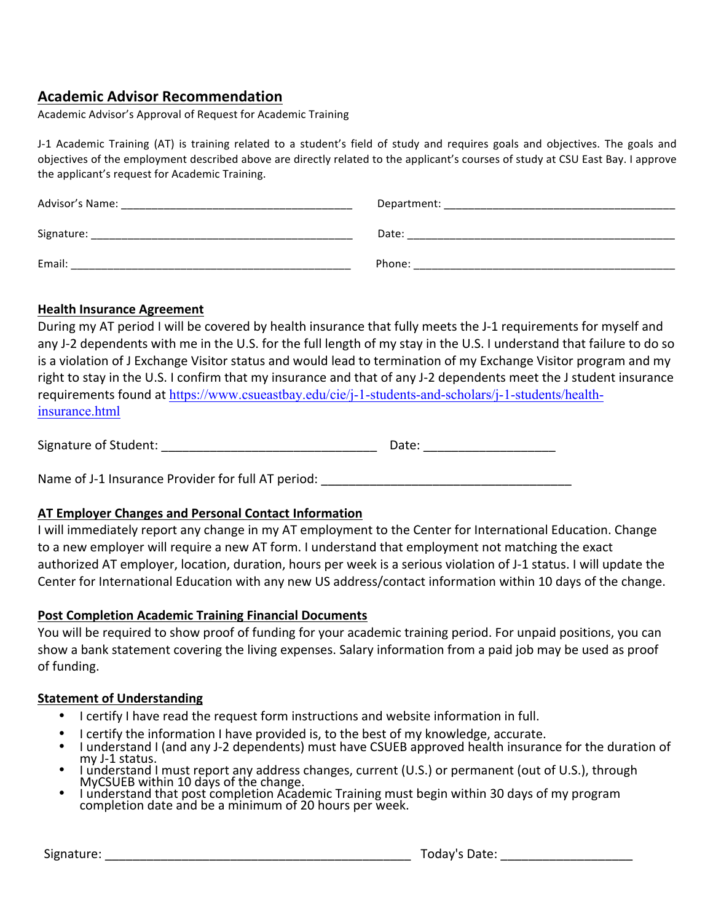## Academic Advisor Recommendation

Academic Advisor's Approval of Request for Academic Training

J-1 Academic Training (AT) is training related to a student's field of study and requires goals and objectives. The goals and objectives of the employment described above are directly related to the applicant's courses of study at CSU East Bay. I approve the applicant's request for Academic Training.

Advisor's Name: ______________________________________ Department: ______________________________________

Signature: ____________________________________________ Date: ____________________________________________

Email: ______________________________________________ Phone: ___________________________________________

## Health Insurance Agreement

During my AT period I will be covered by health insurance that fully meets the J-1 requirements for myself and any J-2 dependents with me in the U.S. for the full length of my stay in the U.S. I understand that failure to do so is a violation of J Exchange Visitor status and would lead to termination of my Exchange Visitor program and my right to stay in the U.S. I confirm that my insurance and that of any J-2 dependents meet the J student insurance requirements found at https://www.csueastbay.edu/cie/j-1-students-and-scholars/j-1-students/health-insurance.html

Signature of Student: ______________________________ Date: __________________

Name of J-1 Insurance Provider for full AT period: ___________________________________

## AT Employer Changes and Personal Contact Information

I will immediately report any change in my AT employment to the Center for International Education. Change to a new employer will require a new AT form. I understand that employment not matching the exact authorized AT employer, location, duration, hours per week is a serious violation of J-1 status. I will update the Center for International Education with any new US address/contact information within 10 days of the change.

## Post Completion Academic Training Financial Documents

You will be required to show proof of funding for your academic training period. For unpaid positions, you can show a bank statement covering the living expenses. Salary information from a paid job may be used as proof of funding.

## Statement of Understanding

- I certify I have read the request form instructions and website information in full.
- I certify the information I have provided is, to the best of my knowledge, accurate.
- I understand I (and any J-2 dependents) must have CSUEB approved health insurance for the duration of my J-1 status.
- I understand I must report any address changes, current (U.S.) or permanent (out of U.S.), through MyCSUEB within 10 days of the change.
- I understand that post completion Academic Training must begin within 30 days of my program completion date and be a minimum of 20 hours per week.

Signature: ____________________________________________ Today's Date: __________________